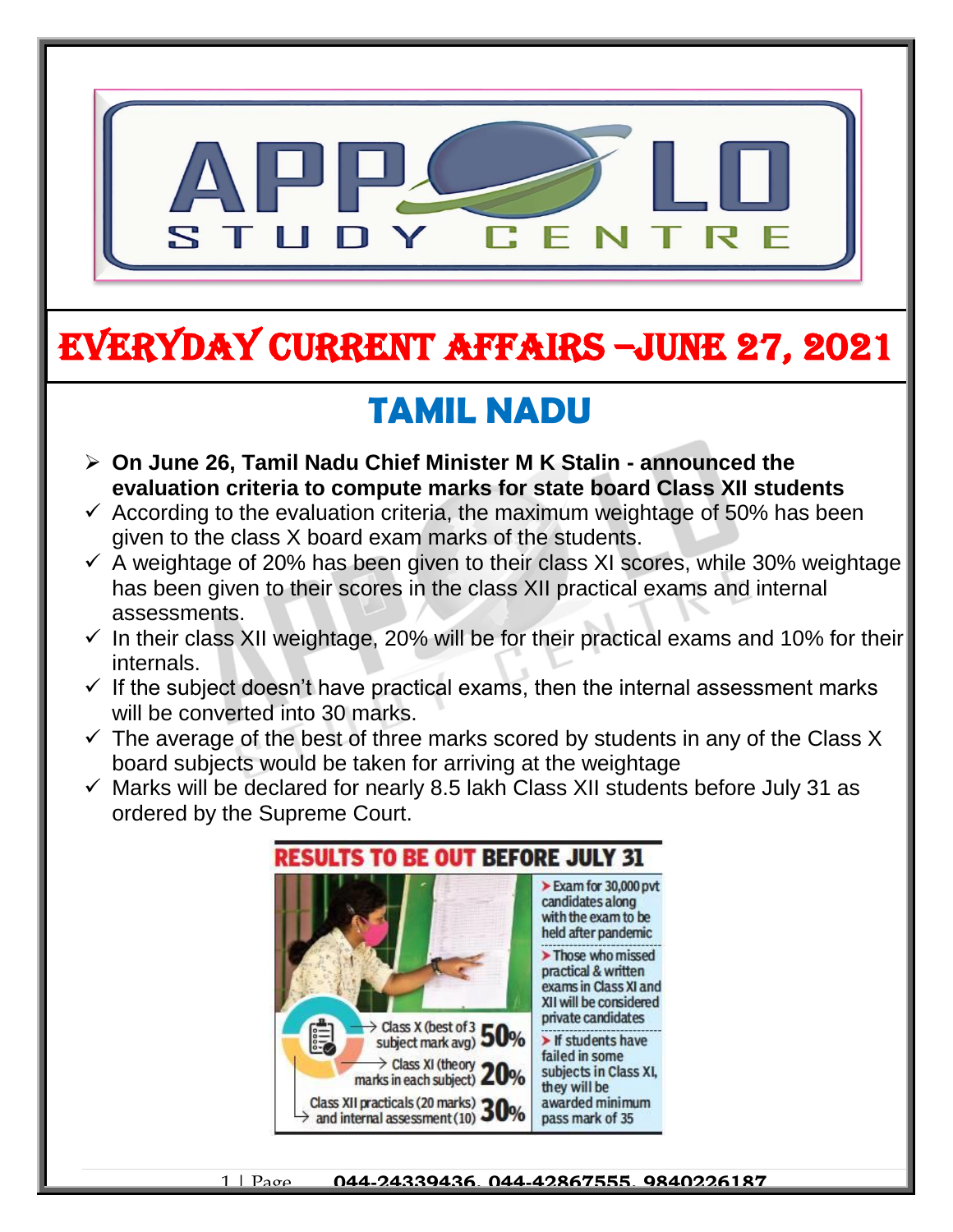# EVERYDAY CURRENT AFFAIRS –JUNE 27, 2021

## TAMIL NADU

- **On June 26, Tamil Nadu Chief Minister M K Stalin - announced the evaluation criteria to compute marks for state board Class XII students**
  - According to the evaluation criteria, the maximum weightage of 50% has been given to the class X board exam marks of the students.
  - A weightage of 20% has been given to their class XI scores, while 30% weightage has been given to their scores in the class XII practical exams and internal assessments.
  - In their class XII weightage, 20% will be for their practical exams and 10% for their internals.
  - If the subject doesn't have practical exams, then the internal assessment marks will be converted into 30 marks.
  - The average of the best of three marks scored by students in any of the Class X board subjects would be taken for arriving at the weightage
  - Marks will be declared for nearly 8.5 lakh Class XII students before July 31 as ordered by the Supreme Court.

**RESULTS TO BE OUT BEFORE JULY 31**

Class X (best of 3 subject mark avg) 50%

Class XI (theory marks in each subject) 20%

Class XII practicals (20 marks) and internal assessment (10) 30%

- Exam for 30,000 pvt candidates along with the exam to be held after pandemic
- Those who missed practical & written exams in Class XI and XII will be considered private candidates
- If students have failed in some subjects in Class XI, they will be awarded minimum pass mark of 35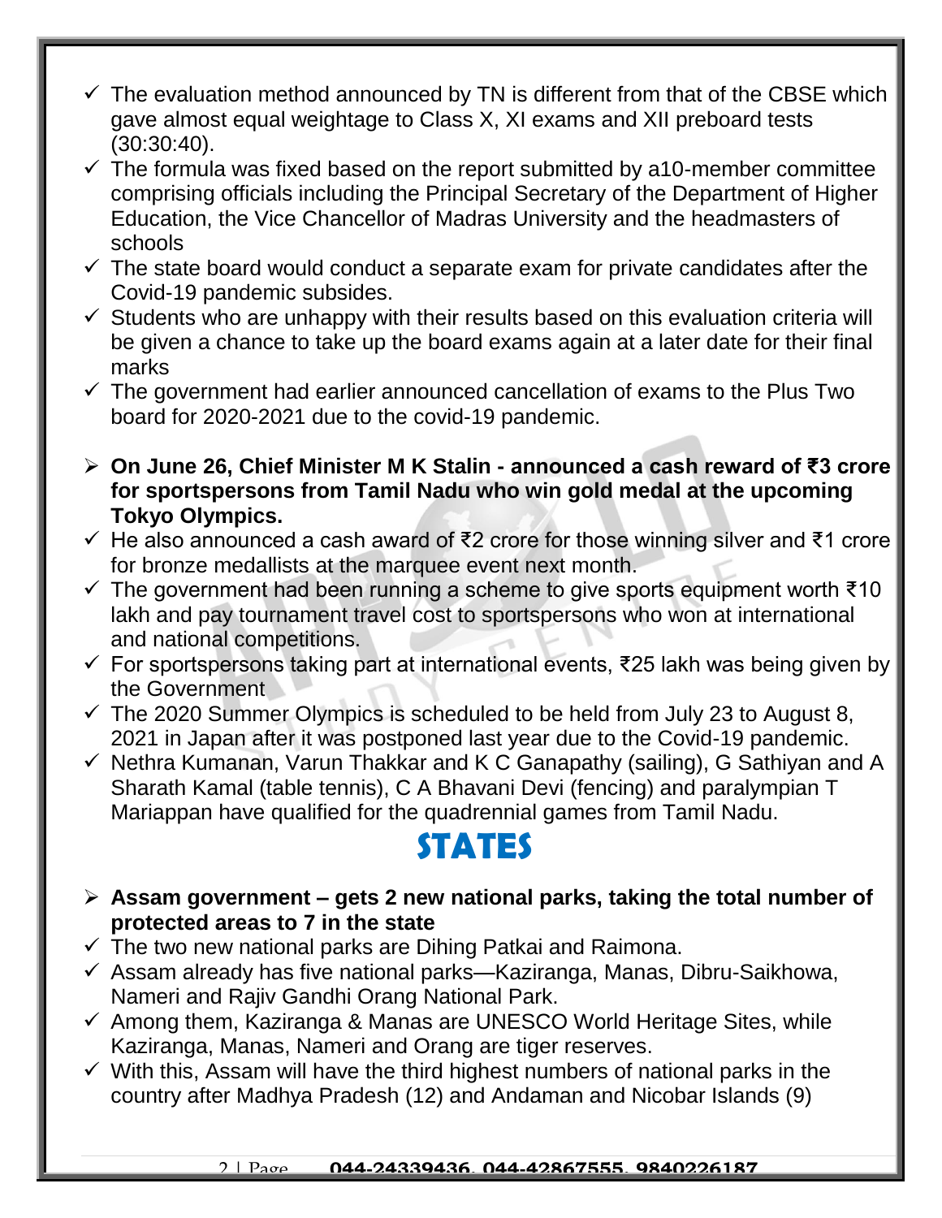- ✓ The evaluation method announced by TN is different from that of the CBSE which gave almost equal weightage to Class X, XI exams and XII preboard tests (30:30:40).
- ✓ The formula was fixed based on the report submitted by a10-member committee comprising officials including the Principal Secretary of the Department of Higher Education, the Vice Chancellor of Madras University and the headmasters of schools
- ✓ The state board would conduct a separate exam for private candidates after the Covid-19 pandemic subsides.
- ✓ Students who are unhappy with their results based on this evaluation criteria will be given a chance to take up the board exams again at a later date for their final marks
- ✓ The government had earlier announced cancellation of exams to the Plus Two board for 2020-2021 due to the covid-19 pandemic.

➢ **On June 26, Chief Minister M K Stalin - announced a cash reward of ₹3 crore for sportspersons from Tamil Nadu who win gold medal at the upcoming Tokyo Olympics.**

- ✓ He also announced a cash award of ₹2 crore for those winning silver and ₹1 crore for bronze medallists at the marquee event next month.
- ✓ The government had been running a scheme to give sports equipment worth ₹10 lakh and pay tournament travel cost to sportspersons who won at international and national competitions.
- ✓ For sportspersons taking part at international events, ₹25 lakh was being given by the Government
- ✓ The 2020 Summer Olympics is scheduled to be held from July 23 to August 8, 2021 in Japan after it was postponed last year due to the Covid-19 pandemic.
- ✓ Nethra Kumanan, Varun Thakkar and K C Ganapathy (sailing), G Sathiyan and A Sharath Kamal (table tennis), C A Bhavani Devi (fencing) and paralympian T Mariappan have qualified for the quadrennial games from Tamil Nadu.

# STATES

➢ **Assam government – gets 2 new national parks, taking the total number of protected areas to 7 in the state**

- ✓ The two new national parks are Dihing Patkai and Raimona.
- ✓ Assam already has five national parks—Kaziranga, Manas, Dibru-Saikhowa, Nameri and Rajiv Gandhi Orang National Park.
- ✓ Among them, Kaziranga & Manas are UNESCO World Heritage Sites, while Kaziranga, Manas, Nameri and Orang are tiger reserves.
- ✓ With this, Assam will have the third highest numbers of national parks in the country after Madhya Pradesh (12) and Andaman and Nicobar Islands (9)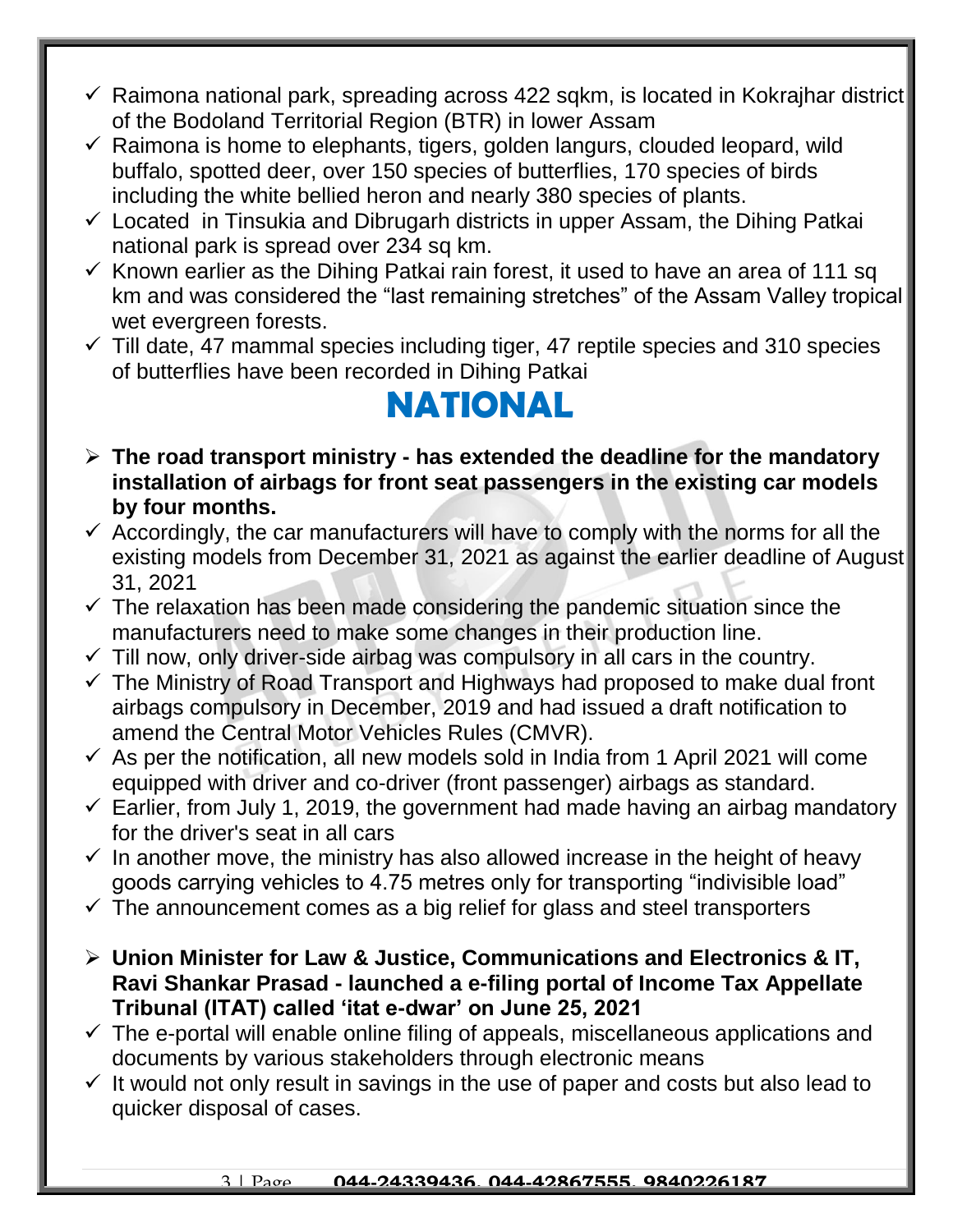- ✓ Raimona national park, spreading across 422 sqkm, is located in Kokrajhar district of the Bodoland Territorial Region (BTR) in lower Assam
- ✓ Raimona is home to elephants, tigers, golden langurs, clouded leopard, wild buffalo, spotted deer, over 150 species of butterflies, 170 species of birds including the white bellied heron and nearly 380 species of plants.
- ✓ Located in Tinsukia and Dibrugarh districts in upper Assam, the Dihing Patkai national park is spread over 234 sq km.
- ✓ Known earlier as the Dihing Patkai rain forest, it used to have an area of 111 sq km and was considered the "last remaining stretches" of the Assam Valley tropical wet evergreen forests.
- ✓ Till date, 47 mammal species including tiger, 47 reptile species and 310 species of butterflies have been recorded in Dihing Patkai

# NATIONAL

- **The road transport ministry - has extended the deadline for the mandatory installation of airbags for front seat passengers in the existing car models by four months.**
- ✓ Accordingly, the car manufacturers will have to comply with the norms for all the existing models from December 31, 2021 as against the earlier deadline of August 31, 2021
- ✓ The relaxation has been made considering the pandemic situation since the manufacturers need to make some changes in their production line.
- ✓ Till now, only driver-side airbag was compulsory in all cars in the country.
- ✓ The Ministry of Road Transport and Highways had proposed to make dual front airbags compulsory in December, 2019 and had issued a draft notification to amend the Central Motor Vehicles Rules (CMVR).
- ✓ As per the notification, all new models sold in India from 1 April 2021 will come equipped with driver and co-driver (front passenger) airbags as standard.
- ✓ Earlier, from July 1, 2019, the government had made having an airbag mandatory for the driver's seat in all cars
- ✓ In another move, the ministry has also allowed increase in the height of heavy goods carrying vehicles to 4.75 metres only for transporting "indivisible load"
- ✓ The announcement comes as a big relief for glass and steel transporters

- **Union Minister for Law & Justice, Communications and Electronics & IT, Ravi Shankar Prasad - launched a e-filing portal of Income Tax Appellate Tribunal (ITAT) called 'itat e-dwar' on June 25, 2021**
- ✓ The e-portal will enable online filing of appeals, miscellaneous applications and documents by various stakeholders through electronic means
- ✓ It would not only result in savings in the use of paper and costs but also lead to quicker disposal of cases.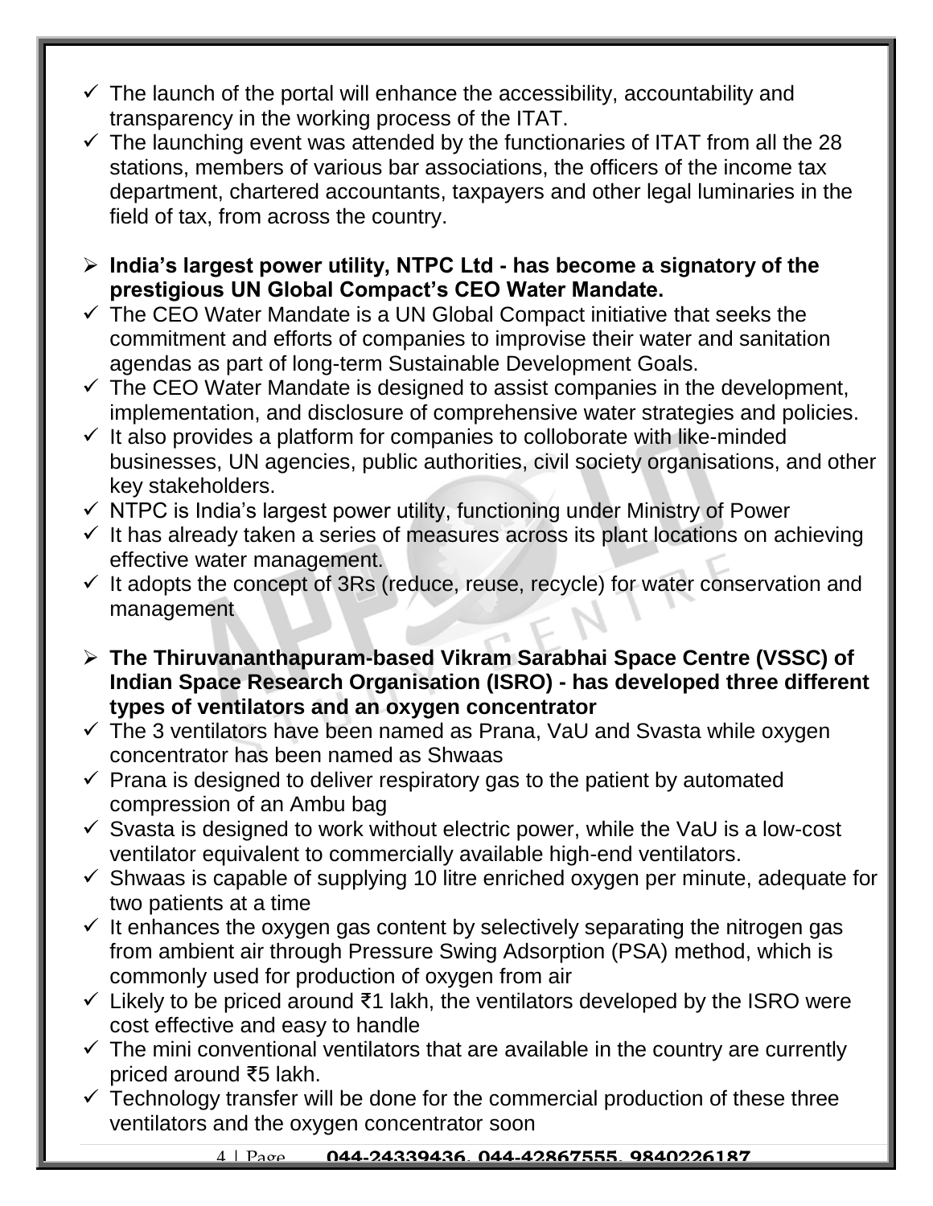- ✓ The launch of the portal will enhance the accessibility, accountability and transparency in the working process of the ITAT.
- ✓ The launching event was attended by the functionaries of ITAT from all the 28 stations, members of various bar associations, the officers of the income tax department, chartered accountants, taxpayers and other legal luminaries in the field of tax, from across the country.

➢ **India's largest power utility, NTPC Ltd - has become a signatory of the prestigious UN Global Compact's CEO Water Mandate.**

- ✓ The CEO Water Mandate is a UN Global Compact initiative that seeks the commitment and efforts of companies to improvise their water and sanitation agendas as part of long-term Sustainable Development Goals.
- ✓ The CEO Water Mandate is designed to assist companies in the development, implementation, and disclosure of comprehensive water strategies and policies.
- ✓ It also provides a platform for companies to colloborate with like-minded businesses, UN agencies, public authorities, civil society organisations, and other key stakeholders.
- ✓ NTPC is India's largest power utility, functioning under Ministry of Power
- ✓ It has already taken a series of measures across its plant locations on achieving effective water management.
- ✓ It adopts the concept of 3Rs (reduce, reuse, recycle) for water conservation and management

➢ **The Thiruvananthapuram-based Vikram Sarabhai Space Centre (VSSC) of Indian Space Research Organisation (ISRO) - has developed three different types of ventilators and an oxygen concentrator**

- ✓ The 3 ventilators have been named as Prana, VaU and Svasta while oxygen concentrator has been named as Shwaas
- ✓ Prana is designed to deliver respiratory gas to the patient by automated compression of an Ambu bag
- ✓ Svasta is designed to work without electric power, while the VaU is a low-cost ventilator equivalent to commercially available high-end ventilators.
- ✓ Shwaas is capable of supplying 10 litre enriched oxygen per minute, adequate for two patients at a time
- ✓ It enhances the oxygen gas content by selectively separating the nitrogen gas from ambient air through Pressure Swing Adsorption (PSA) method, which is commonly used for production of oxygen from air
- ✓ Likely to be priced around ₹1 lakh, the ventilators developed by the ISRO were cost effective and easy to handle
- ✓ The mini conventional ventilators that are available in the country are currently priced around ₹5 lakh.
- ✓ Technology transfer will be done for the commercial production of these three ventilators and the oxygen concentrator soon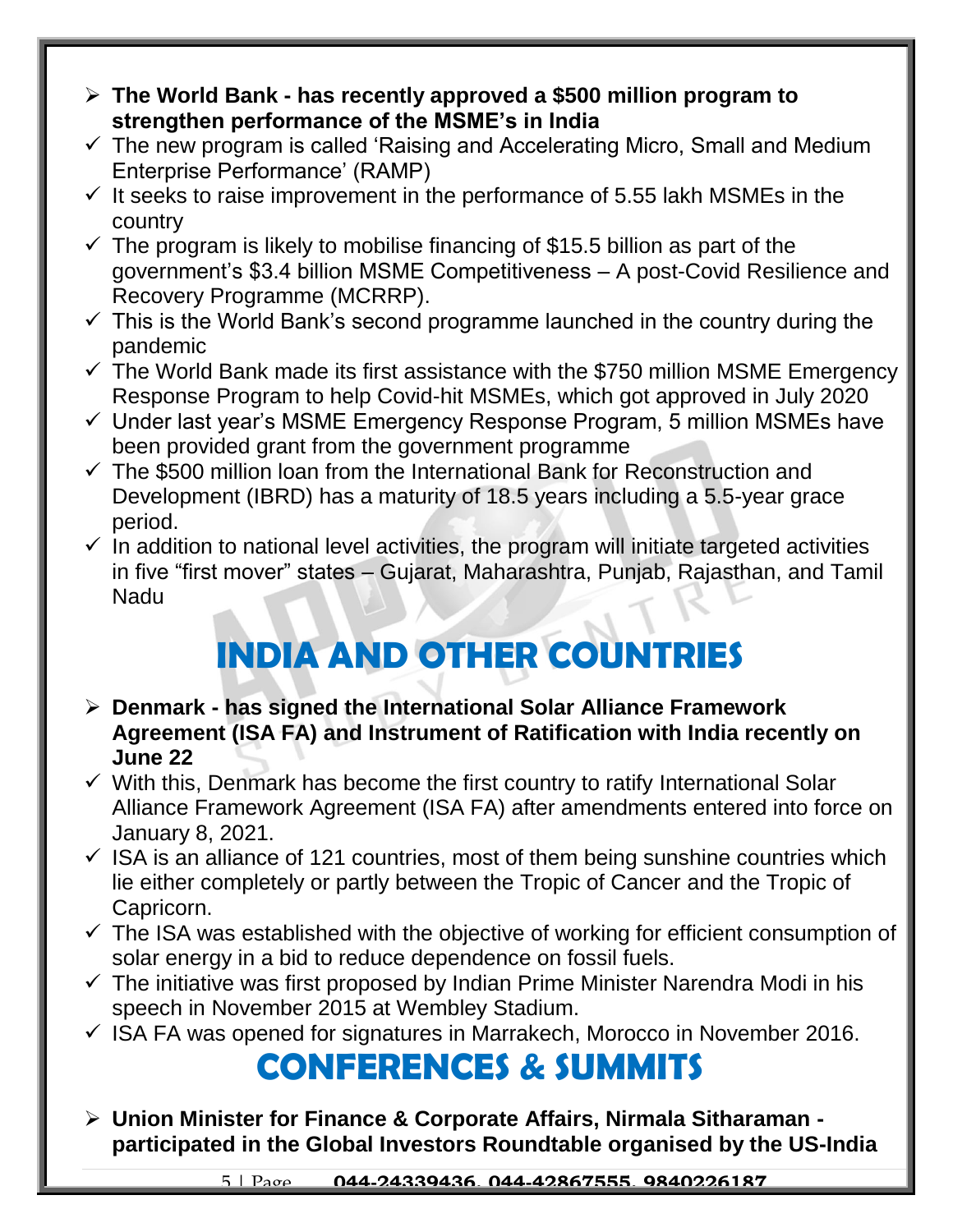- **The World Bank - has recently approved a $500 million program to strengthen performance of the MSME's in India**
  - The new program is called 'Raising and Accelerating Micro, Small and Medium Enterprise Performance' (RAMP)
  - It seeks to raise improvement in the performance of 5.55 lakh MSMEs in the country
  - The program is likely to mobilise financing of $15.5 billion as part of the government's $3.4 billion MSME Competitiveness – A post-Covid Resilience and Recovery Programme (MCRRP).
  - This is the World Bank's second programme launched in the country during the pandemic
  - The World Bank made its first assistance with the $750 million MSME Emergency Response Program to help Covid-hit MSMEs, which got approved in July 2020
  - Under last year's MSME Emergency Response Program, 5 million MSMEs have been provided grant from the government programme
  - The $500 million loan from the International Bank for Reconstruction and Development (IBRD) has a maturity of 18.5 years including a 5.5-year grace period.
  - In addition to national level activities, the program will initiate targeted activities in five "first mover" states – Gujarat, Maharashtra, Punjab, Rajasthan, and Tamil Nadu

# INDIA AND OTHER COUNTRIES

- **Denmark - has signed the International Solar Alliance Framework Agreement (ISA FA) and Instrument of Ratification with India recently on June 22**
  - With this, Denmark has become the first country to ratify International Solar Alliance Framework Agreement (ISA FA) after amendments entered into force on January 8, 2021.
  - ISA is an alliance of 121 countries, most of them being sunshine countries which lie either completely or partly between the Tropic of Cancer and the Tropic of Capricorn.
  - The ISA was established with the objective of working for efficient consumption of solar energy in a bid to reduce dependence on fossil fuels.
  - The initiative was first proposed by Indian Prime Minister Narendra Modi in his speech in November 2015 at Wembley Stadium.
  - ISA FA was opened for signatures in Marrakech, Morocco in November 2016.

# CONFERENCES & SUMMITS

- **Union Minister for Finance & Corporate Affairs, Nirmala Sitharaman - participated in the Global Investors Roundtable organised by the US-India**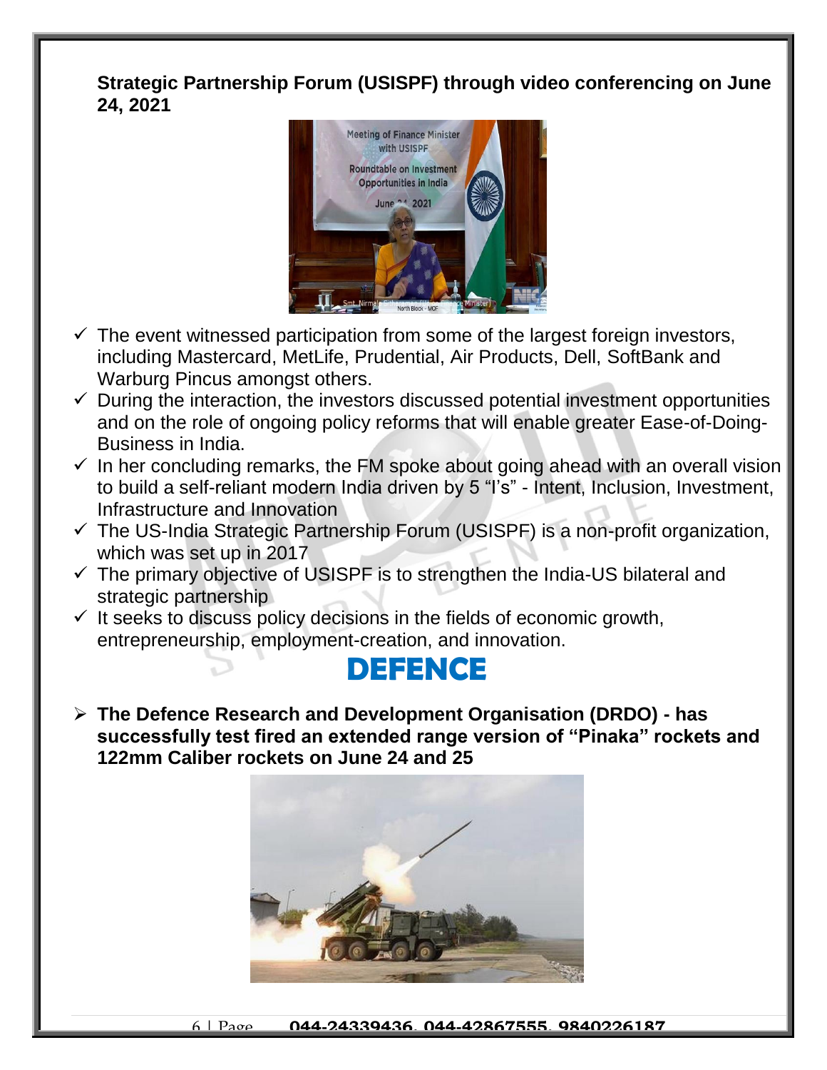**Strategic Partnership Forum (USISPF) through video conferencing on June 24, 2021**

- ✓ The event witnessed participation from some of the largest foreign investors, including Mastercard, MetLife, Prudential, Air Products, Dell, SoftBank and Warburg Pincus amongst others.
- ✓ During the interaction, the investors discussed potential investment opportunities and on the role of ongoing policy reforms that will enable greater Ease-of-Doing-Business in India.
- ✓ In her concluding remarks, the FM spoke about going ahead with an overall vision to build a self-reliant modern India driven by 5 "I's" - Intent, Inclusion, Investment, Infrastructure and Innovation
- ✓ The US-India Strategic Partnership Forum (USISPF) is a non-profit organization, which was set up in 2017
- ✓ The primary objective of USISPF is to strengthen the India-US bilateral and strategic partnership
- ✓ It seeks to discuss policy decisions in the fields of economic growth, entrepreneurship, employment-creation, and innovation.

# DEFENCE

- **The Defence Research and Development Organisation (DRDO) - has successfully test fired an extended range version of "Pinaka" rockets and 122mm Caliber rockets on June 24 and 25**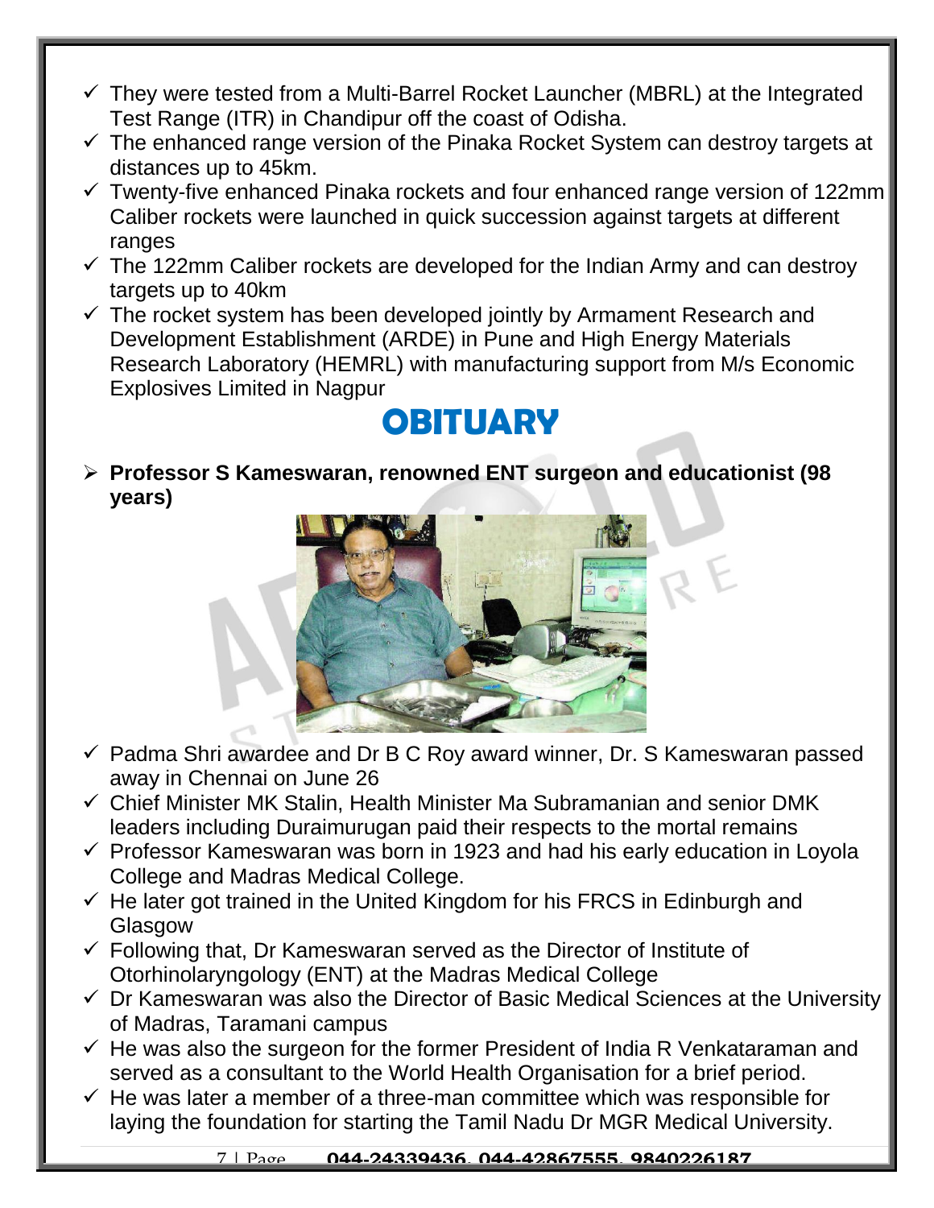- ✓ They were tested from a Multi-Barrel Rocket Launcher (MBRL) at the Integrated Test Range (ITR) in Chandipur off the coast of Odisha.
- ✓ The enhanced range version of the Pinaka Rocket System can destroy targets at distances up to 45km.
- ✓ Twenty-five enhanced Pinaka rockets and four enhanced range version of 122mm Caliber rockets were launched in quick succession against targets at different ranges
- ✓ The 122mm Caliber rockets are developed for the Indian Army and can destroy targets up to 40km
- ✓ The rocket system has been developed jointly by Armament Research and Development Establishment (ARDE) in Pune and High Energy Materials Research Laboratory (HEMRL) with manufacturing support from M/s Economic Explosives Limited in Nagpur

# OBITUARY

- **Professor S Kameswaran, renowned ENT surgeon and educationist (98 years)**

- ✓ Padma Shri awardee and Dr B C Roy award winner, Dr. S Kameswaran passed away in Chennai on June 26
- ✓ Chief Minister MK Stalin, Health Minister Ma Subramanian and senior DMK leaders including Duraimurugan paid their respects to the mortal remains
- ✓ Professor Kameswaran was born in 1923 and had his early education in Loyola College and Madras Medical College.
- ✓ He later got trained in the United Kingdom for his FRCS in Edinburgh and Glasgow
- ✓ Following that, Dr Kameswaran served as the Director of Institute of Otorhinolaryngology (ENT) at the Madras Medical College
- ✓ Dr Kameswaran was also the Director of Basic Medical Sciences at the University of Madras, Taramani campus
- ✓ He was also the surgeon for the former President of India R Venkataraman and served as a consultant to the World Health Organisation for a brief period.
- ✓ He was later a member of a three-man committee which was responsible for laying the foundation for starting the Tamil Nadu Dr MGR Medical University.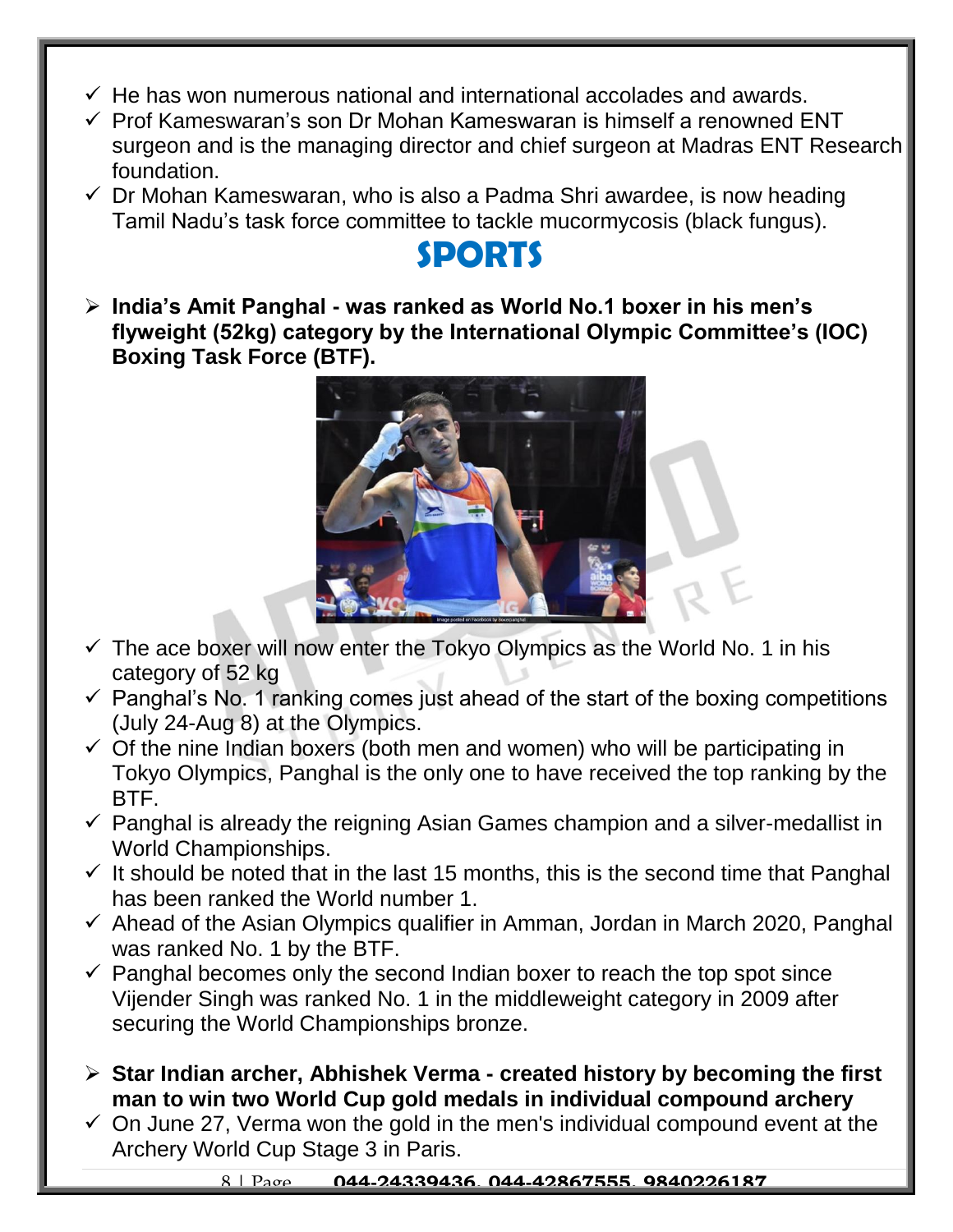- He has won numerous national and international accolades and awards.
- Prof Kameswaran's son Dr Mohan Kameswaran is himself a renowned ENT surgeon and is the managing director and chief surgeon at Madras ENT Research foundation.
- Dr Mohan Kameswaran, who is also a Padma Shri awardee, is now heading Tamil Nadu's task force committee to tackle mucormycosis (black fungus).

# SPORTS

- **India's Amit Panghal - was ranked as World No.1 boxer in his men's flyweight (52kg) category by the International Olympic Committee's (IOC) Boxing Task Force (BTF).**

- The ace boxer will now enter the Tokyo Olympics as the World No. 1 in his category of 52 kg
- Panghal's No. 1 ranking comes just ahead of the start of the boxing competitions (July 24-Aug 8) at the Olympics.
- Of the nine Indian boxers (both men and women) who will be participating in Tokyo Olympics, Panghal is the only one to have received the top ranking by the BTF.
- Panghal is already the reigning Asian Games champion and a silver-medallist in World Championships.
- It should be noted that in the last 15 months, this is the second time that Panghal has been ranked the World number 1.
- Ahead of the Asian Olympics qualifier in Amman, Jordan in March 2020, Panghal was ranked No. 1 by the BTF.
- Panghal becomes only the second Indian boxer to reach the top spot since Vijender Singh was ranked No. 1 in the middleweight category in 2009 after securing the World Championships bronze.

- **Star Indian archer, Abhishek Verma - created history by becoming the first man to win two World Cup gold medals in individual compound archery**
- On June 27, Verma won the gold in the men's individual compound event at the Archery World Cup Stage 3 in Paris.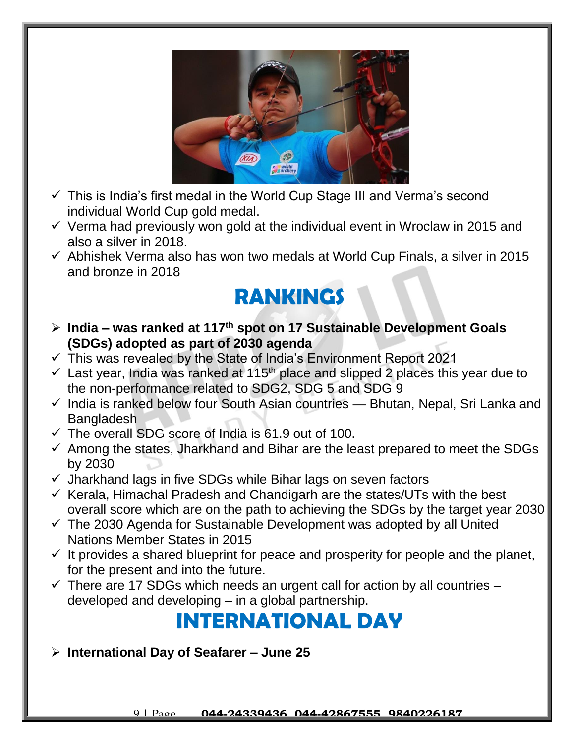- This is India's first medal in the World Cup Stage III and Verma's second individual World Cup gold medal.
- Verma had previously won gold at the individual event in Wroclaw in 2015 and also a silver in 2018.
- Abhishek Verma also has won two medals at World Cup Finals, a silver in 2015 and bronze in 2018

## RANKINGS

- **India – was ranked at 117th spot on 17 Sustainable Development Goals (SDGs) adopted as part of 2030 agenda**
- This was revealed by the State of India's Environment Report 2021
- Last year, India was ranked at 115th place and slipped 2 places this year due to the non-performance related to SDG2, SDG 5 and SDG 9
- India is ranked below four South Asian countries — Bhutan, Nepal, Sri Lanka and Bangladesh
- The overall SDG score of India is 61.9 out of 100.
- Among the states, Jharkhand and Bihar are the least prepared to meet the SDGs by 2030
- Jharkhand lags in five SDGs while Bihar lags on seven factors
- Kerala, Himachal Pradesh and Chandigarh are the states/UTs with the best overall score which are on the path to achieving the SDGs by the target year 2030
- The 2030 Agenda for Sustainable Development was adopted by all United Nations Member States in 2015
- It provides a shared blueprint for peace and prosperity for people and the planet, for the present and into the future.
- There are 17 SDGs which needs an urgent call for action by all countries – developed and developing – in a global partnership.

## INTERNATIONAL DAY

- **International Day of Seafarer – June 25**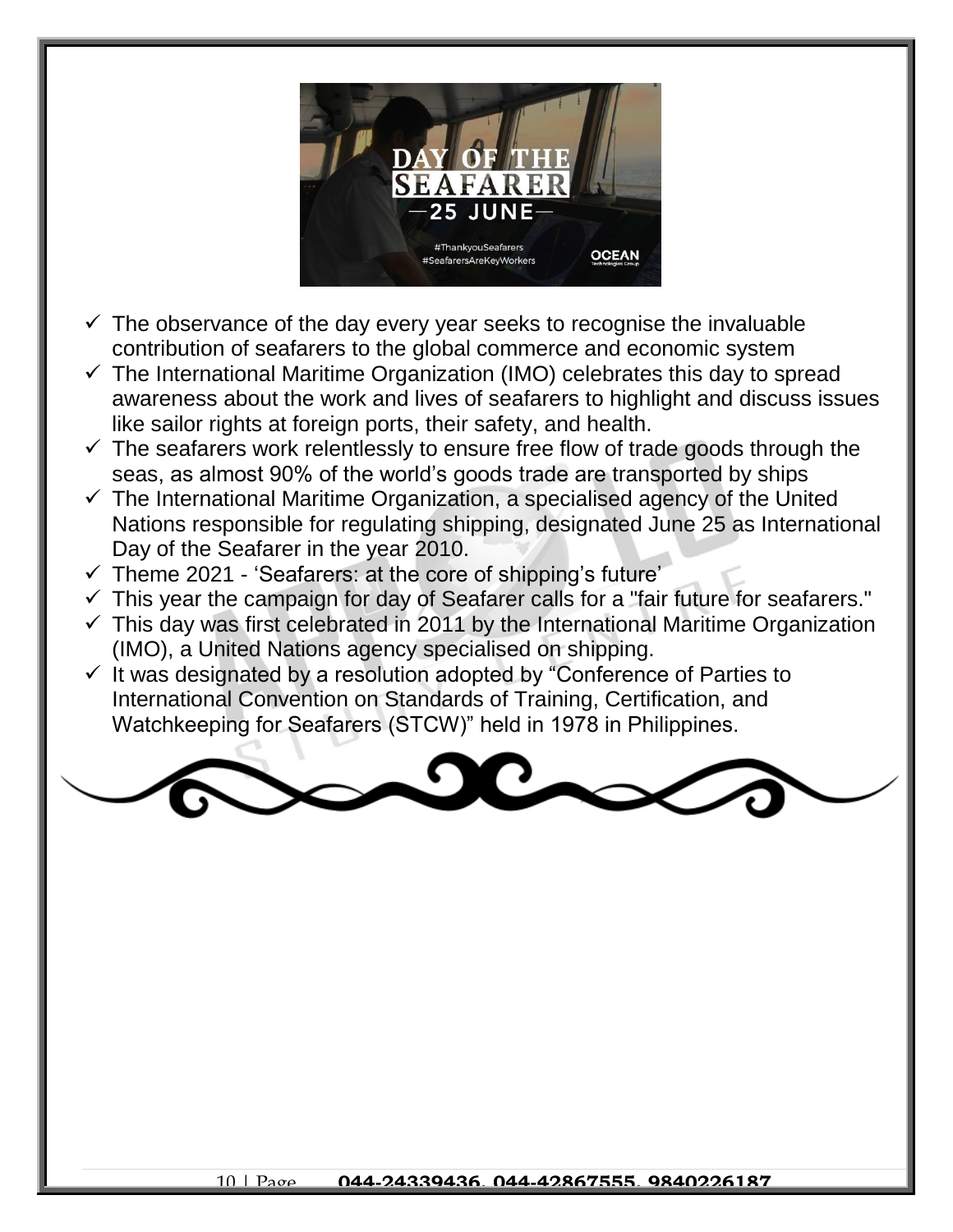- ✓ The observance of the day every year seeks to recognise the invaluable contribution of seafarers to the global commerce and economic system
- ✓ The International Maritime Organization (IMO) celebrates this day to spread awareness about the work and lives of seafarers to highlight and discuss issues like sailor rights at foreign ports, their safety, and health.
- ✓ The seafarers work relentlessly to ensure free flow of trade goods through the seas, as almost 90% of the world's goods trade are transported by ships
- ✓ The International Maritime Organization, a specialised agency of the United Nations responsible for regulating shipping, designated June 25 as International Day of the Seafarer in the year 2010.
- ✓ Theme 2021 - 'Seafarers: at the core of shipping's future'
- ✓ This year the campaign for day of Seafarer calls for a "fair future for seafarers."
- ✓ This day was first celebrated in 2011 by the International Maritime Organization (IMO), a United Nations agency specialised on shipping.
- ✓ It was designated by a resolution adopted by "Conference of Parties to International Convention on Standards of Training, Certification, and Watchkeeping for Seafarers (STCW)" held in 1978 in Philippines.